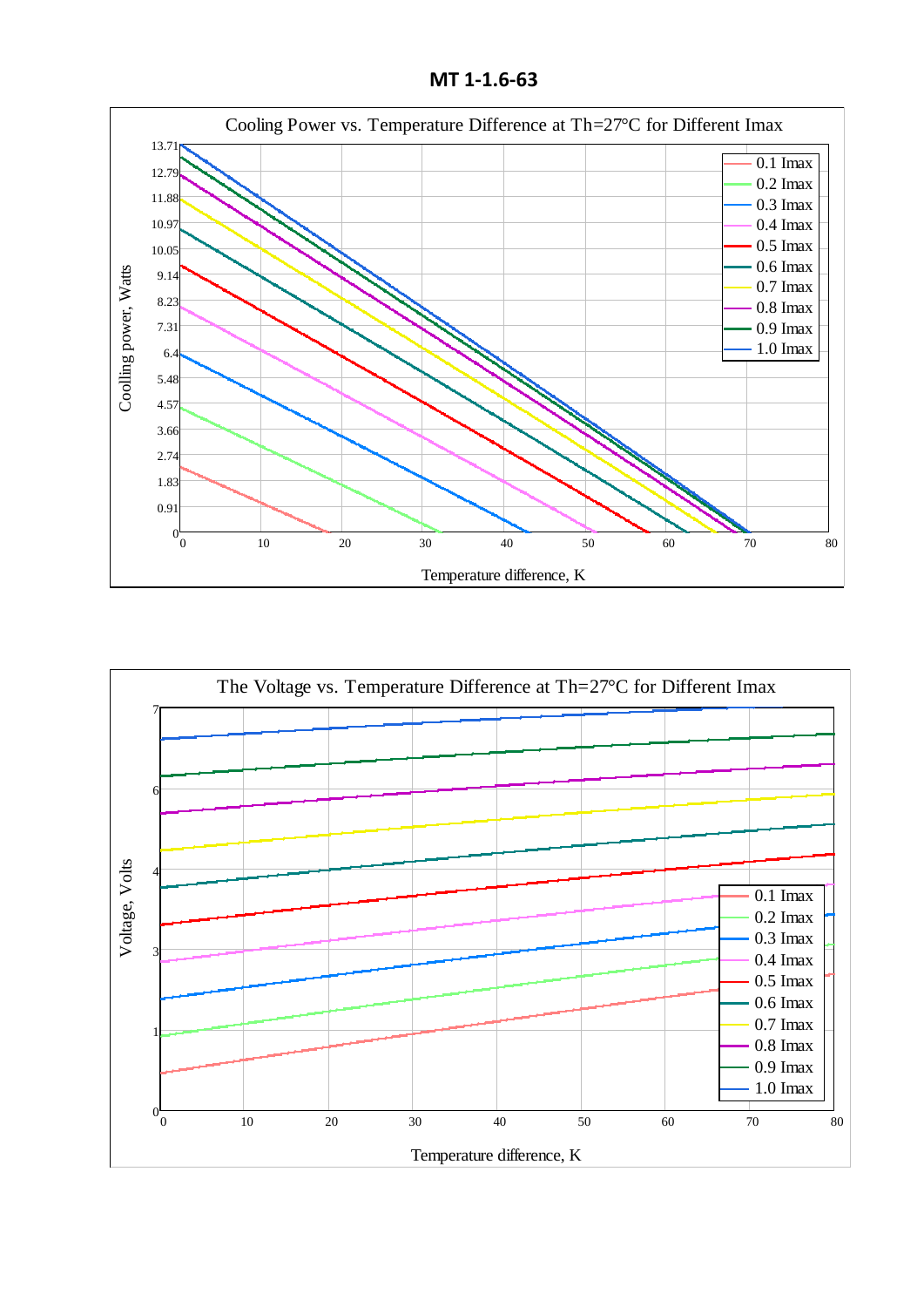# MT 1-1.6-63

**Cooling Power vs. Temperature Difference at Th=27°C for Different Imax**

Coolling power, Watts: 0, 0.91, 1.83, 2.74, 3.66, 4.57, 5.48, 6.4, 7.31, 8.23, 9.14, 10.05, 10.97, 11.88, 12.79, 13.71

Temperature difference, K: 0, 10, 20, 30, 40, 50, 60, 70, 80

Legend: 0.1 Imax, 0.2 Imax, 0.3 Imax, 0.4 Imax, 0.5 Imax, 0.6 Imax, 0.7 Imax, 0.8 Imax, 0.9 Imax, 1.0 Imax

**The Voltage vs. Temperature Difference at Th=27°C for Different Imax**

Voltage, Volts: 0, 1, 3, 4, 6, 7

Temperature difference, K: 0, 10, 20, 30, 40, 50, 60, 70, 80

Legend: 0.1 Imax, 0.2 Imax, 0.3 Imax, 0.4 Imax, 0.5 Imax, 0.6 Imax, 0.7 Imax, 0.8 Imax, 0.9 Imax, 1.0 Imax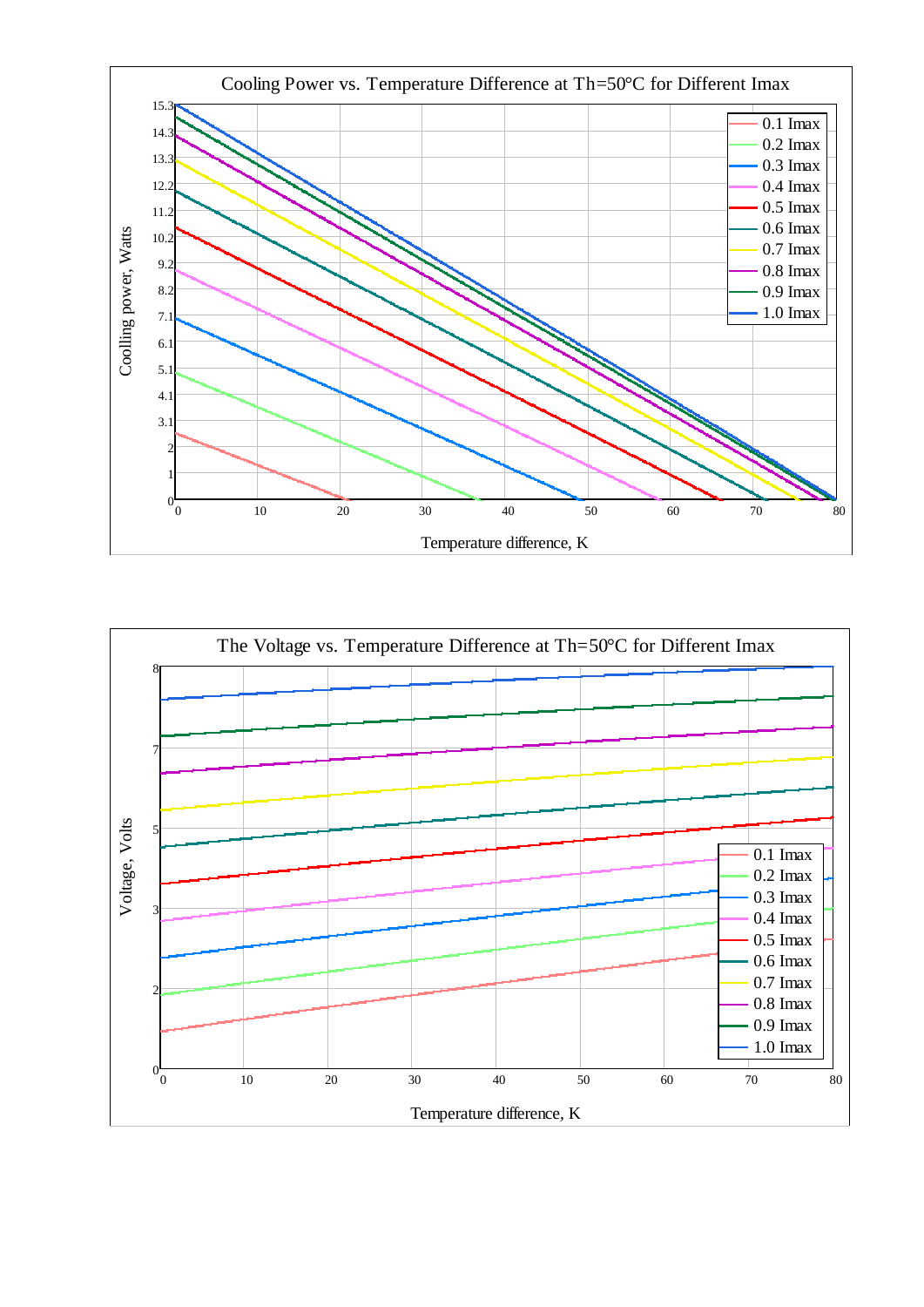Cooling Power vs. Temperature Difference at Th=50°C for Different Imax

Coolling power, Watts

15.3
14.3
13.3
12.2
11.2
10.2
9.2
8.2
7.1
6.1
5.1
4.1
3.1
2
1
0

0
10
20
30
40
50
60
70
80

Temperature difference, K

0.1 Imax
0.2 Imax
0.3 Imax
0.4 Imax
0.5 Imax
0.6 Imax
0.7 Imax
0.8 Imax
0.9 Imax
1.0 Imax

The Voltage vs. Temperature Difference at Th=50°C for Different Imax

Voltage, Volts

8
7
5
3
2
0

0
10
20
30
40
50
60
70
80

Temperature difference, K

0.1 Imax
0.2 Imax
0.3 Imax
0.4 Imax
0.5 Imax
0.6 Imax
0.7 Imax
0.8 Imax
0.9 Imax
1.0 Imax